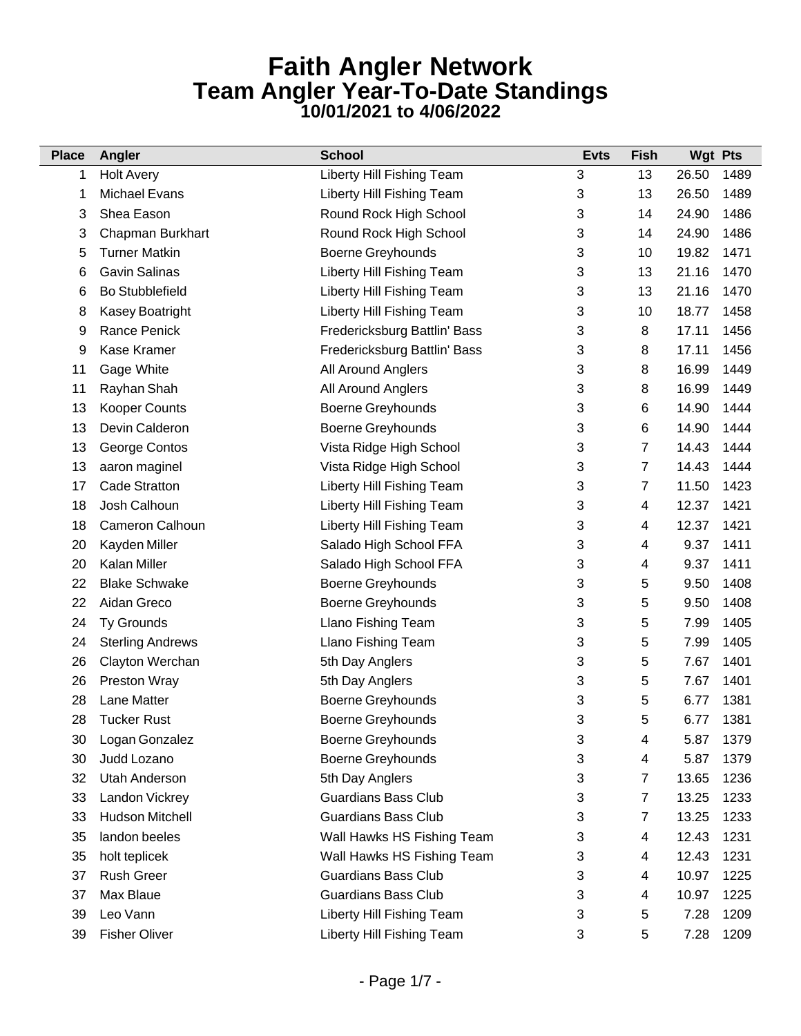# Faith Angler Network
## Team Angler Year-To-Date Standings
### 10/01/2021 to 4/06/2022

| Place | Angler | School | Evts | Fish | Wgt | Pts |
|---|---|---|---|---|---|---|
| 1 | Holt Avery | Liberty Hill Fishing Team | 3 | 13 | 26.50 | 1489 |
| 1 | Michael Evans | Liberty Hill Fishing Team | 3 | 13 | 26.50 | 1489 |
| 3 | Shea Eason | Round Rock High School | 3 | 14 | 24.90 | 1486 |
| 3 | Chapman Burkhart | Round Rock High School | 3 | 14 | 24.90 | 1486 |
| 5 | Turner Matkin | Boerne Greyhounds | 3 | 10 | 19.82 | 1471 |
| 6 | Gavin Salinas | Liberty Hill Fishing Team | 3 | 13 | 21.16 | 1470 |
| 6 | Bo Stubblefield | Liberty Hill Fishing Team | 3 | 13 | 21.16 | 1470 |
| 8 | Kasey Boatright | Liberty Hill Fishing Team | 3 | 10 | 18.77 | 1458 |
| 9 | Rance Penick | Fredericksburg Battlin' Bass | 3 | 8 | 17.11 | 1456 |
| 9 | Kase Kramer | Fredericksburg Battlin' Bass | 3 | 8 | 17.11 | 1456 |
| 11 | Gage White | All Around Anglers | 3 | 8 | 16.99 | 1449 |
| 11 | Rayhan Shah | All Around Anglers | 3 | 8 | 16.99 | 1449 |
| 13 | Kooper Counts | Boerne Greyhounds | 3 | 6 | 14.90 | 1444 |
| 13 | Devin Calderon | Boerne Greyhounds | 3 | 6 | 14.90 | 1444 |
| 13 | George Contos | Vista Ridge High School | 3 | 7 | 14.43 | 1444 |
| 13 | aaron maginel | Vista Ridge High School | 3 | 7 | 14.43 | 1444 |
| 17 | Cade Stratton | Liberty Hill Fishing Team | 3 | 7 | 11.50 | 1423 |
| 18 | Josh Calhoun | Liberty Hill Fishing Team | 3 | 4 | 12.37 | 1421 |
| 18 | Cameron Calhoun | Liberty Hill Fishing Team | 3 | 4 | 12.37 | 1421 |
| 20 | Kayden Miller | Salado High School FFA | 3 | 4 | 9.37 | 1411 |
| 20 | Kalan Miller | Salado High School FFA | 3 | 4 | 9.37 | 1411 |
| 22 | Blake Schwake | Boerne Greyhounds | 3 | 5 | 9.50 | 1408 |
| 22 | Aidan Greco | Boerne Greyhounds | 3 | 5 | 9.50 | 1408 |
| 24 | Ty Grounds | Llano Fishing Team | 3 | 5 | 7.99 | 1405 |
| 24 | Sterling Andrews | Llano Fishing Team | 3 | 5 | 7.99 | 1405 |
| 26 | Clayton Werchan | 5th Day Anglers | 3 | 5 | 7.67 | 1401 |
| 26 | Preston Wray | 5th Day Anglers | 3 | 5 | 7.67 | 1401 |
| 28 | Lane Matter | Boerne Greyhounds | 3 | 5 | 6.77 | 1381 |
| 28 | Tucker Rust | Boerne Greyhounds | 3 | 5 | 6.77 | 1381 |
| 30 | Logan Gonzalez | Boerne Greyhounds | 3 | 4 | 5.87 | 1379 |
| 30 | Judd Lozano | Boerne Greyhounds | 3 | 4 | 5.87 | 1379 |
| 32 | Utah Anderson | 5th Day Anglers | 3 | 7 | 13.65 | 1236 |
| 33 | Landon Vickrey | Guardians Bass Club | 3 | 7 | 13.25 | 1233 |
| 33 | Hudson Mitchell | Guardians Bass Club | 3 | 7 | 13.25 | 1233 |
| 35 | landon beeles | Wall Hawks HS Fishing Team | 3 | 4 | 12.43 | 1231 |
| 35 | holt teplicek | Wall Hawks HS Fishing Team | 3 | 4 | 12.43 | 1231 |
| 37 | Rush Greer | Guardians Bass Club | 3 | 4 | 10.97 | 1225 |
| 37 | Max Blaue | Guardians Bass Club | 3 | 4 | 10.97 | 1225 |
| 39 | Leo Vann | Liberty Hill Fishing Team | 3 | 5 | 7.28 | 1209 |
| 39 | Fisher Oliver | Liberty Hill Fishing Team | 3 | 5 | 7.28 | 1209 |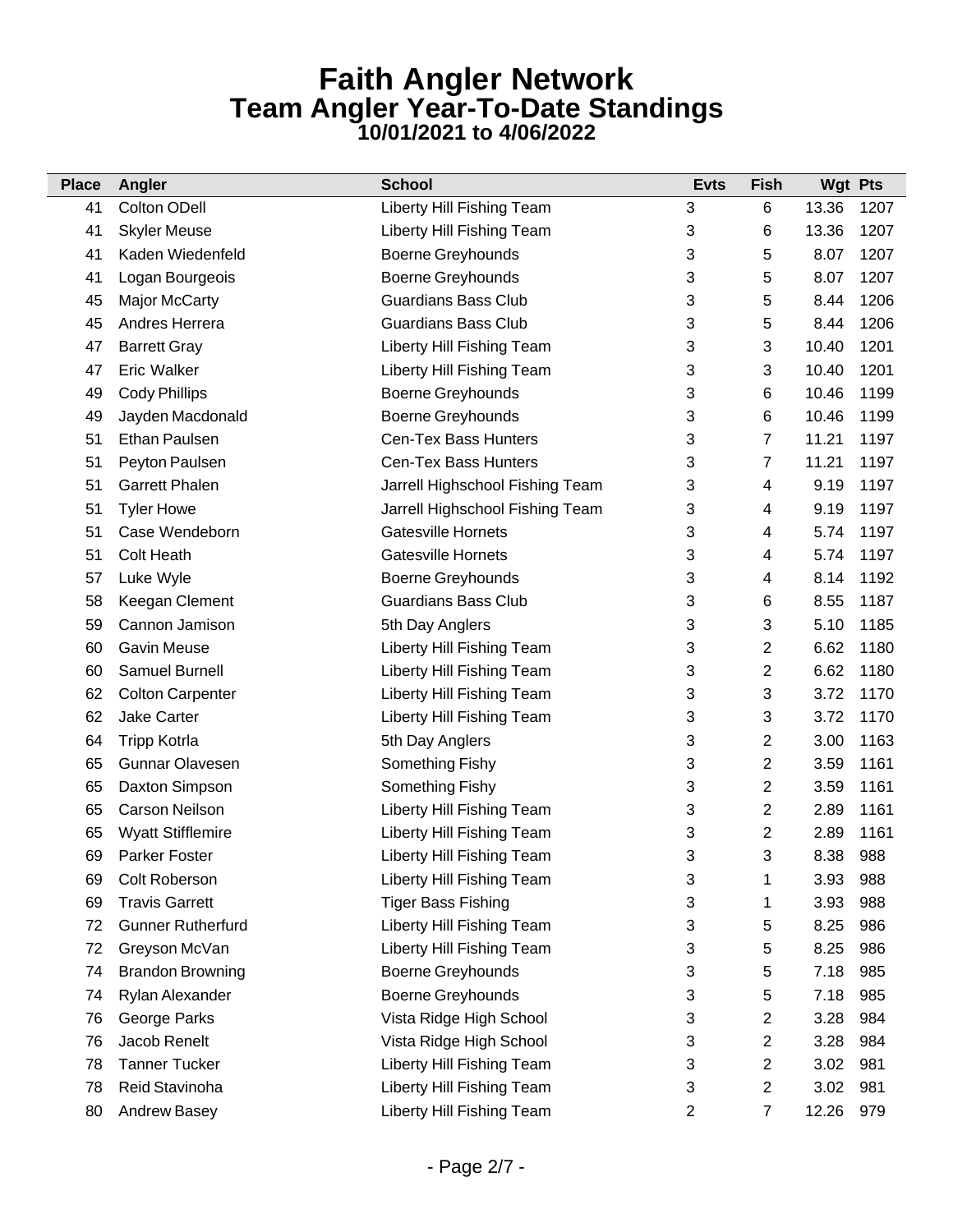# Faith Angler Network

## Team Angler Year-To-Date Standings

### 10/01/2021 to 4/06/2022

| Place | Angler | School | Evts | Fish | Wgt | Pts |
|---|---|---|---|---|---|---|
| 41 | Colton ODell | Liberty Hill Fishing Team | 3 | 6 | 13.36 | 1207 |
| 41 | Skyler Meuse | Liberty Hill Fishing Team | 3 | 6 | 13.36 | 1207 |
| 41 | Kaden Wiedenfeld | Boerne Greyhounds | 3 | 5 | 8.07 | 1207 |
| 41 | Logan Bourgeois | Boerne Greyhounds | 3 | 5 | 8.07 | 1207 |
| 45 | Major McCarty | Guardians Bass Club | 3 | 5 | 8.44 | 1206 |
| 45 | Andres Herrera | Guardians Bass Club | 3 | 5 | 8.44 | 1206 |
| 47 | Barrett Gray | Liberty Hill Fishing Team | 3 | 3 | 10.40 | 1201 |
| 47 | Eric Walker | Liberty Hill Fishing Team | 3 | 3 | 10.40 | 1201 |
| 49 | Cody Phillips | Boerne Greyhounds | 3 | 6 | 10.46 | 1199 |
| 49 | Jayden Macdonald | Boerne Greyhounds | 3 | 6 | 10.46 | 1199 |
| 51 | Ethan Paulsen | Cen-Tex Bass Hunters | 3 | 7 | 11.21 | 1197 |
| 51 | Peyton Paulsen | Cen-Tex Bass Hunters | 3 | 7 | 11.21 | 1197 |
| 51 | Garrett Phalen | Jarrell Highschool Fishing Team | 3 | 4 | 9.19 | 1197 |
| 51 | Tyler Howe | Jarrell Highschool Fishing Team | 3 | 4 | 9.19 | 1197 |
| 51 | Case Wendeborn | Gatesville Hornets | 3 | 4 | 5.74 | 1197 |
| 51 | Colt Heath | Gatesville Hornets | 3 | 4 | 5.74 | 1197 |
| 57 | Luke Wyle | Boerne Greyhounds | 3 | 4 | 8.14 | 1192 |
| 58 | Keegan Clement | Guardians Bass Club | 3 | 6 | 8.55 | 1187 |
| 59 | Cannon Jamison | 5th Day Anglers | 3 | 3 | 5.10 | 1185 |
| 60 | Gavin Meuse | Liberty Hill Fishing Team | 3 | 2 | 6.62 | 1180 |
| 60 | Samuel Burnell | Liberty Hill Fishing Team | 3 | 2 | 6.62 | 1180 |
| 62 | Colton Carpenter | Liberty Hill Fishing Team | 3 | 3 | 3.72 | 1170 |
| 62 | Jake Carter | Liberty Hill Fishing Team | 3 | 3 | 3.72 | 1170 |
| 64 | Tripp Kotrla | 5th Day Anglers | 3 | 2 | 3.00 | 1163 |
| 65 | Gunnar Olavesen | Something Fishy | 3 | 2 | 3.59 | 1161 |
| 65 | Daxton Simpson | Something Fishy | 3 | 2 | 3.59 | 1161 |
| 65 | Carson Neilson | Liberty Hill Fishing Team | 3 | 2 | 2.89 | 1161 |
| 65 | Wyatt Stifflemire | Liberty Hill Fishing Team | 3 | 2 | 2.89 | 1161 |
| 69 | Parker Foster | Liberty Hill Fishing Team | 3 | 3 | 8.38 | 988 |
| 69 | Colt Roberson | Liberty Hill Fishing Team | 3 | 1 | 3.93 | 988 |
| 69 | Travis Garrett | Tiger Bass Fishing | 3 | 1 | 3.93 | 988 |
| 72 | Gunner Rutherfurd | Liberty Hill Fishing Team | 3 | 5 | 8.25 | 986 |
| 72 | Greyson McVan | Liberty Hill Fishing Team | 3 | 5 | 8.25 | 986 |
| 74 | Brandon Browning | Boerne Greyhounds | 3 | 5 | 7.18 | 985 |
| 74 | Rylan Alexander | Boerne Greyhounds | 3 | 5 | 7.18 | 985 |
| 76 | George Parks | Vista Ridge High School | 3 | 2 | 3.28 | 984 |
| 76 | Jacob Renelt | Vista Ridge High School | 3 | 2 | 3.28 | 984 |
| 78 | Tanner Tucker | Liberty Hill Fishing Team | 3 | 2 | 3.02 | 981 |
| 78 | Reid Stavinoha | Liberty Hill Fishing Team | 3 | 2 | 3.02 | 981 |
| 80 | Andrew Basey | Liberty Hill Fishing Team | 2 | 7 | 12.26 | 979 |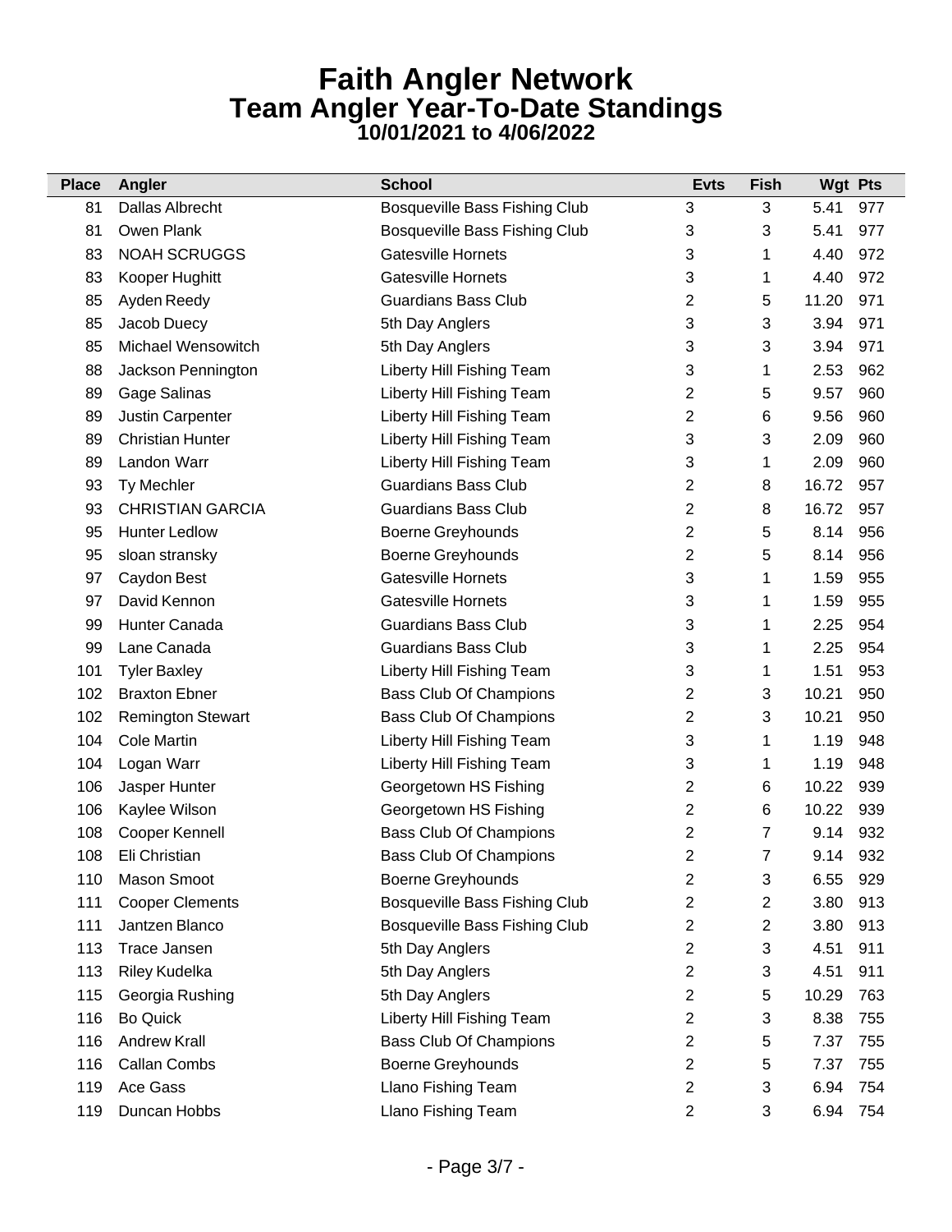# Faith Angler Network
## Team Angler Year-To-Date Standings
### 10/01/2021 to 4/06/2022

| Place | Angler | School | Evts | Fish | Wgt | Pts |
|---|---|---|---|---|---|---|
| 81 | Dallas Albrecht | Bosqueville Bass Fishing Club | 3 | 3 | 5.41 | 977 |
| 81 | Owen Plank | Bosqueville Bass Fishing Club | 3 | 3 | 5.41 | 977 |
| 83 | NOAH SCRUGGS | Gatesville Hornets | 3 | 1 | 4.40 | 972 |
| 83 | Kooper Hughitt | Gatesville Hornets | 3 | 1 | 4.40 | 972 |
| 85 | Ayden Reedy | Guardians Bass Club | 2 | 5 | 11.20 | 971 |
| 85 | Jacob Duecy | 5th Day Anglers | 3 | 3 | 3.94 | 971 |
| 85 | Michael Wensowitch | 5th Day Anglers | 3 | 3 | 3.94 | 971 |
| 88 | Jackson Pennington | Liberty Hill Fishing Team | 3 | 1 | 2.53 | 962 |
| 89 | Gage Salinas | Liberty Hill Fishing Team | 2 | 5 | 9.57 | 960 |
| 89 | Justin Carpenter | Liberty Hill Fishing Team | 2 | 6 | 9.56 | 960 |
| 89 | Christian Hunter | Liberty Hill Fishing Team | 3 | 3 | 2.09 | 960 |
| 89 | Landon Warr | Liberty Hill Fishing Team | 3 | 1 | 2.09 | 960 |
| 93 | Ty Mechler | Guardians Bass Club | 2 | 8 | 16.72 | 957 |
| 93 | CHRISTIAN GARCIA | Guardians Bass Club | 2 | 8 | 16.72 | 957 |
| 95 | Hunter Ledlow | Boerne Greyhounds | 2 | 5 | 8.14 | 956 |
| 95 | sloan stransky | Boerne Greyhounds | 2 | 5 | 8.14 | 956 |
| 97 | Caydon Best | Gatesville Hornets | 3 | 1 | 1.59 | 955 |
| 97 | David Kennon | Gatesville Hornets | 3 | 1 | 1.59 | 955 |
| 99 | Hunter Canada | Guardians Bass Club | 3 | 1 | 2.25 | 954 |
| 99 | Lane Canada | Guardians Bass Club | 3 | 1 | 2.25 | 954 |
| 101 | Tyler Baxley | Liberty Hill Fishing Team | 3 | 1 | 1.51 | 953 |
| 102 | Braxton Ebner | Bass Club Of Champions | 2 | 3 | 10.21 | 950 |
| 102 | Remington Stewart | Bass Club Of Champions | 2 | 3 | 10.21 | 950 |
| 104 | Cole Martin | Liberty Hill Fishing Team | 3 | 1 | 1.19 | 948 |
| 104 | Logan Warr | Liberty Hill Fishing Team | 3 | 1 | 1.19 | 948 |
| 106 | Jasper Hunter | Georgetown HS Fishing | 2 | 6 | 10.22 | 939 |
| 106 | Kaylee Wilson | Georgetown HS Fishing | 2 | 6 | 10.22 | 939 |
| 108 | Cooper Kennell | Bass Club Of Champions | 2 | 7 | 9.14 | 932 |
| 108 | Eli Christian | Bass Club Of Champions | 2 | 7 | 9.14 | 932 |
| 110 | Mason Smoot | Boerne Greyhounds | 2 | 3 | 6.55 | 929 |
| 111 | Cooper Clements | Bosqueville Bass Fishing Club | 2 | 2 | 3.80 | 913 |
| 111 | Jantzen Blanco | Bosqueville Bass Fishing Club | 2 | 2 | 3.80 | 913 |
| 113 | Trace Jansen | 5th Day Anglers | 2 | 3 | 4.51 | 911 |
| 113 | Riley Kudelka | 5th Day Anglers | 2 | 3 | 4.51 | 911 |
| 115 | Georgia Rushing | 5th Day Anglers | 2 | 5 | 10.29 | 763 |
| 116 | Bo Quick | Liberty Hill Fishing Team | 2 | 3 | 8.38 | 755 |
| 116 | Andrew Krall | Bass Club Of Champions | 2 | 5 | 7.37 | 755 |
| 116 | Callan Combs | Boerne Greyhounds | 2 | 5 | 7.37 | 755 |
| 119 | Ace Gass | Llano Fishing Team | 2 | 3 | 6.94 | 754 |
| 119 | Duncan Hobbs | Llano Fishing Team | 2 | 3 | 6.94 | 754 |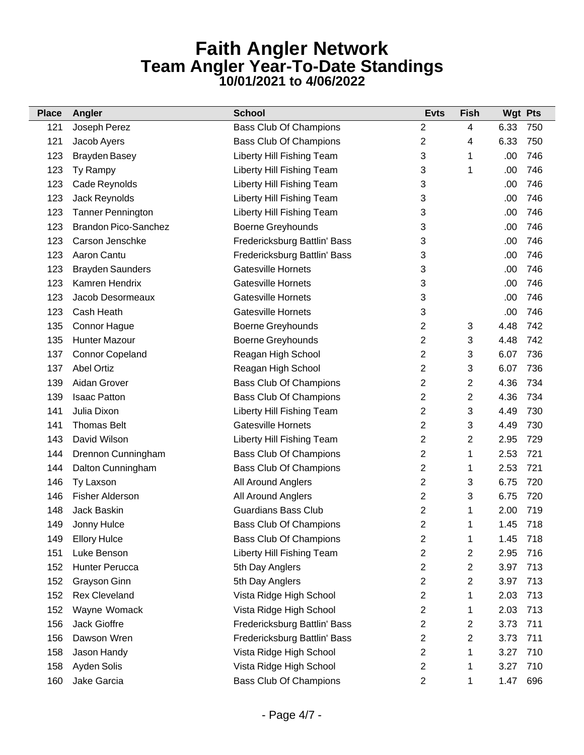# Faith Angler Network
## Team Angler Year-To-Date Standings
### 10/01/2021 to 4/06/2022

| Place | Angler | School | Evts | Fish | Wgt | Pts |
|---|---|---|---|---|---|---|
| 121 | Joseph Perez | Bass Club Of Champions | 2 | 4 | 6.33 | 750 |
| 121 | Jacob Ayers | Bass Club Of Champions | 2 | 4 | 6.33 | 750 |
| 123 | Brayden Basey | Liberty Hill Fishing Team | 3 | 1 | .00 | 746 |
| 123 | Ty Rampy | Liberty Hill Fishing Team | 3 | 1 | .00 | 746 |
| 123 | Cade Reynolds | Liberty Hill Fishing Team | 3 | | .00 | 746 |
| 123 | Jack Reynolds | Liberty Hill Fishing Team | 3 | | .00 | 746 |
| 123 | Tanner Pennington | Liberty Hill Fishing Team | 3 | | .00 | 746 |
| 123 | Brandon Pico-Sanchez | Boerne Greyhounds | 3 | | .00 | 746 |
| 123 | Carson Jenschke | Fredericksburg Battlin' Bass | 3 | | .00 | 746 |
| 123 | Aaron Cantu | Fredericksburg Battlin' Bass | 3 | | .00 | 746 |
| 123 | Brayden Saunders | Gatesville Hornets | 3 | | .00 | 746 |
| 123 | Kamren Hendrix | Gatesville Hornets | 3 | | .00 | 746 |
| 123 | Jacob Desormeaux | Gatesville Hornets | 3 | | .00 | 746 |
| 123 | Cash Heath | Gatesville Hornets | 3 | | .00 | 746 |
| 135 | Connor Hague | Boerne Greyhounds | 2 | 3 | 4.48 | 742 |
| 135 | Hunter Mazour | Boerne Greyhounds | 2 | 3 | 4.48 | 742 |
| 137 | Connor Copeland | Reagan High School | 2 | 3 | 6.07 | 736 |
| 137 | Abel Ortiz | Reagan High School | 2 | 3 | 6.07 | 736 |
| 139 | Aidan Grover | Bass Club Of Champions | 2 | 2 | 4.36 | 734 |
| 139 | Isaac Patton | Bass Club Of Champions | 2 | 2 | 4.36 | 734 |
| 141 | Julia Dixon | Liberty Hill Fishing Team | 2 | 3 | 4.49 | 730 |
| 141 | Thomas Belt | Gatesville Hornets | 2 | 3 | 4.49 | 730 |
| 143 | David Wilson | Liberty Hill Fishing Team | 2 | 2 | 2.95 | 729 |
| 144 | Drennon Cunningham | Bass Club Of Champions | 2 | 1 | 2.53 | 721 |
| 144 | Dalton Cunningham | Bass Club Of Champions | 2 | 1 | 2.53 | 721 |
| 146 | Ty Laxson | All Around Anglers | 2 | 3 | 6.75 | 720 |
| 146 | Fisher Alderson | All Around Anglers | 2 | 3 | 6.75 | 720 |
| 148 | Jack Baskin | Guardians Bass Club | 2 | 1 | 2.00 | 719 |
| 149 | Jonny Hulce | Bass Club Of Champions | 2 | 1 | 1.45 | 718 |
| 149 | Ellory Hulce | Bass Club Of Champions | 2 | 1 | 1.45 | 718 |
| 151 | Luke Benson | Liberty Hill Fishing Team | 2 | 2 | 2.95 | 716 |
| 152 | Hunter Perucca | 5th Day Anglers | 2 | 2 | 3.97 | 713 |
| 152 | Grayson Ginn | 5th Day Anglers | 2 | 2 | 3.97 | 713 |
| 152 | Rex Cleveland | Vista Ridge High School | 2 | 1 | 2.03 | 713 |
| 152 | Wayne Womack | Vista Ridge High School | 2 | 1 | 2.03 | 713 |
| 156 | Jack Gioffre | Fredericksburg Battlin' Bass | 2 | 2 | 3.73 | 711 |
| 156 | Dawson Wren | Fredericksburg Battlin' Bass | 2 | 2 | 3.73 | 711 |
| 158 | Jason Handy | Vista Ridge High School | 2 | 1 | 3.27 | 710 |
| 158 | Ayden Solis | Vista Ridge High School | 2 | 1 | 3.27 | 710 |
| 160 | Jake Garcia | Bass Club Of Champions | 2 | 1 | 1.47 | 696 |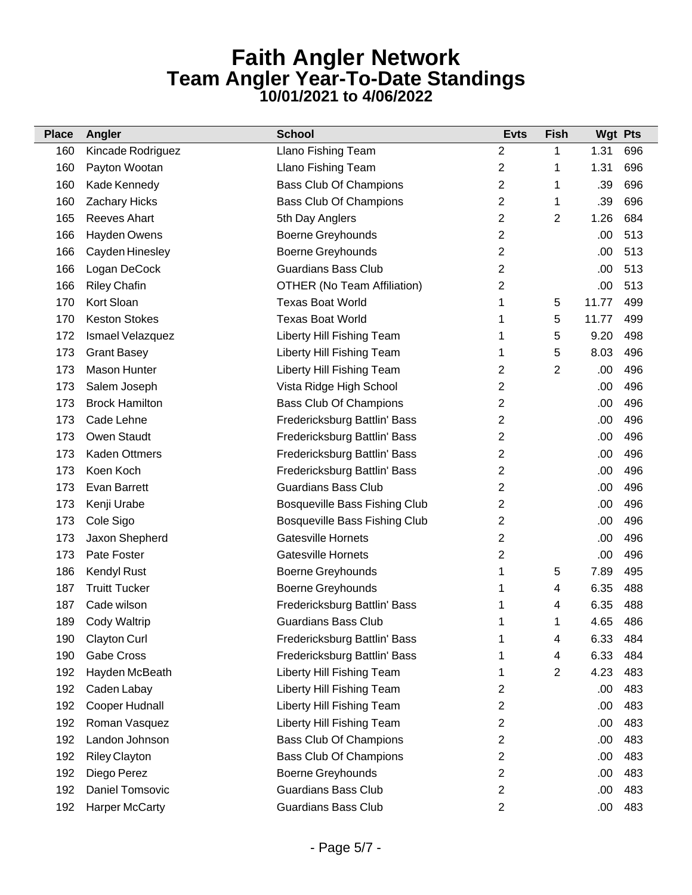# Faith Angler Network

## Team Angler Year-To-Date Standings

### 10/01/2021 to 4/06/2022

| Place | Angler | School | Evts | Fish | Wgt | Pts |
|---|---|---|---|---|---|---|
| 160 | Kincade Rodriguez | Llano Fishing Team | 2 | 1 | 1.31 | 696 |
| 160 | Payton Wootan | Llano Fishing Team | 2 | 1 | 1.31 | 696 |
| 160 | Kade Kennedy | Bass Club Of Champions | 2 | 1 | .39 | 696 |
| 160 | Zachary Hicks | Bass Club Of Champions | 2 | 1 | .39 | 696 |
| 165 | Reeves Ahart | 5th Day Anglers | 2 | 2 | 1.26 | 684 |
| 166 | Hayden Owens | Boerne Greyhounds | 2 | | .00 | 513 |
| 166 | Cayden Hinesley | Boerne Greyhounds | 2 | | .00 | 513 |
| 166 | Logan DeCock | Guardians Bass Club | 2 | | .00 | 513 |
| 166 | Riley Chafin | OTHER (No Team Affiliation) | 2 | | .00 | 513 |
| 170 | Kort Sloan | Texas Boat World | 1 | 5 | 11.77 | 499 |
| 170 | Keston Stokes | Texas Boat World | 1 | 5 | 11.77 | 499 |
| 172 | Ismael Velazquez | Liberty Hill Fishing Team | 1 | 5 | 9.20 | 498 |
| 173 | Grant Basey | Liberty Hill Fishing Team | 1 | 5 | 8.03 | 496 |
| 173 | Mason Hunter | Liberty Hill Fishing Team | 2 | 2 | .00 | 496 |
| 173 | Salem Joseph | Vista Ridge High School | 2 | | .00 | 496 |
| 173 | Brock Hamilton | Bass Club Of Champions | 2 | | .00 | 496 |
| 173 | Cade Lehne | Fredericksburg Battlin' Bass | 2 | | .00 | 496 |
| 173 | Owen Staudt | Fredericksburg Battlin' Bass | 2 | | .00 | 496 |
| 173 | Kaden Ottmers | Fredericksburg Battlin' Bass | 2 | | .00 | 496 |
| 173 | Koen Koch | Fredericksburg Battlin' Bass | 2 | | .00 | 496 |
| 173 | Evan Barrett | Guardians Bass Club | 2 | | .00 | 496 |
| 173 | Kenji Urabe | Bosqueville Bass Fishing Club | 2 | | .00 | 496 |
| 173 | Cole Sigo | Bosqueville Bass Fishing Club | 2 | | .00 | 496 |
| 173 | Jaxon Shepherd | Gatesville Hornets | 2 | | .00 | 496 |
| 173 | Pate Foster | Gatesville Hornets | 2 | | .00 | 496 |
| 186 | Kendyl Rust | Boerne Greyhounds | 1 | 5 | 7.89 | 495 |
| 187 | Truitt Tucker | Boerne Greyhounds | 1 | 4 | 6.35 | 488 |
| 187 | Cade wilson | Fredericksburg Battlin' Bass | 1 | 4 | 6.35 | 488 |
| 189 | Cody Waltrip | Guardians Bass Club | 1 | 1 | 4.65 | 486 |
| 190 | Clayton Curl | Fredericksburg Battlin' Bass | 1 | 4 | 6.33 | 484 |
| 190 | Gabe Cross | Fredericksburg Battlin' Bass | 1 | 4 | 6.33 | 484 |
| 192 | Hayden McBeath | Liberty Hill Fishing Team | 1 | 2 | 4.23 | 483 |
| 192 | Caden Labay | Liberty Hill Fishing Team | 2 | | .00 | 483 |
| 192 | Cooper Hudnall | Liberty Hill Fishing Team | 2 | | .00 | 483 |
| 192 | Roman Vasquez | Liberty Hill Fishing Team | 2 | | .00 | 483 |
| 192 | Landon Johnson | Bass Club Of Champions | 2 | | .00 | 483 |
| 192 | Riley Clayton | Bass Club Of Champions | 2 | | .00 | 483 |
| 192 | Diego Perez | Boerne Greyhounds | 2 | | .00 | 483 |
| 192 | Daniel Tomsovic | Guardians Bass Club | 2 | | .00 | 483 |
| 192 | Harper McCarty | Guardians Bass Club | 2 | | .00 | 483 |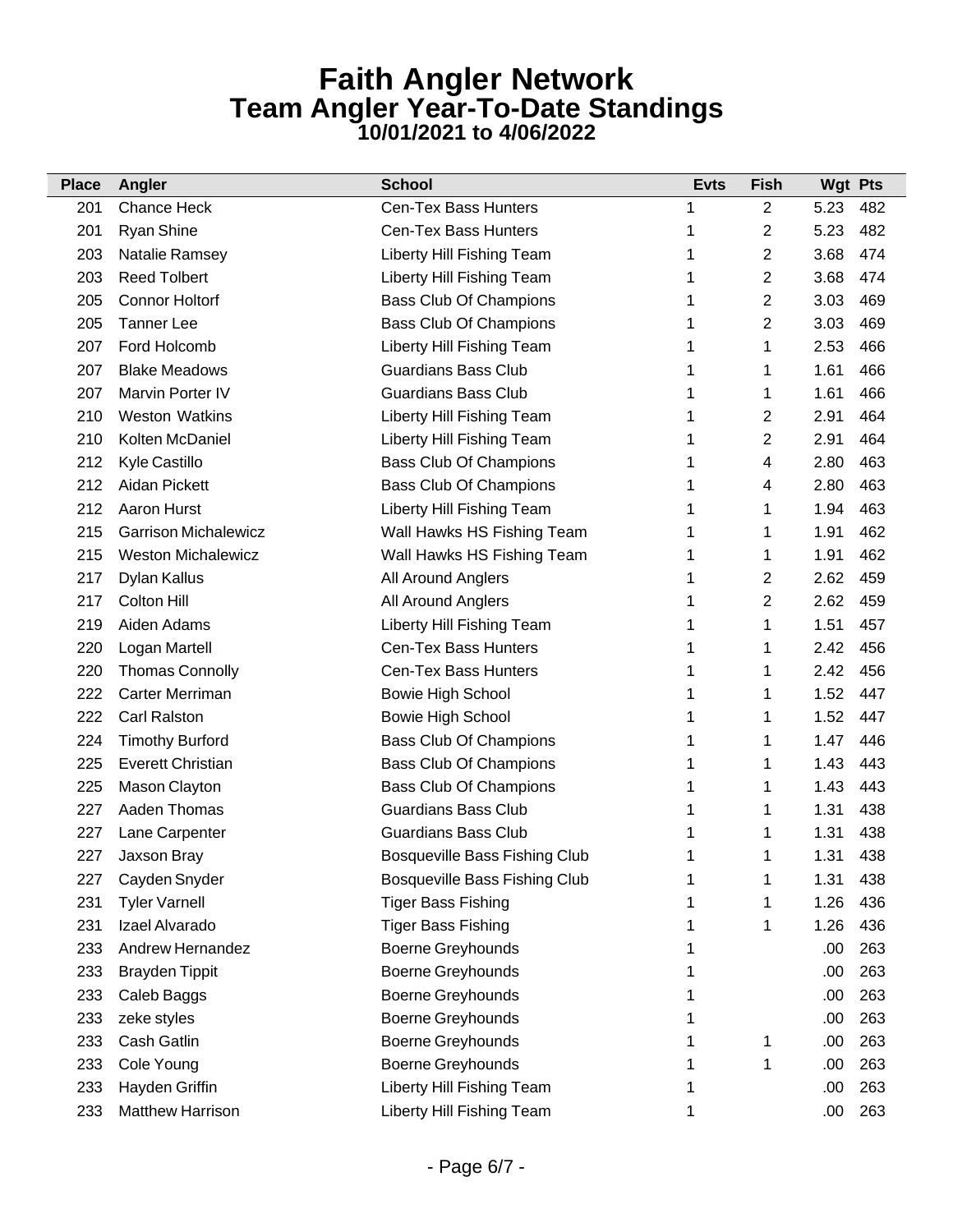# Faith Angler Network
## Team Angler Year-To-Date Standings
### 10/01/2021 to 4/06/2022

| Place | Angler | School | Evts | Fish | Wgt | Pts |
|---|---|---|---|---|---|---|
| 201 | Chance Heck | Cen-Tex Bass Hunters | 1 | 2 | 5.23 | 482 |
| 201 | Ryan Shine | Cen-Tex Bass Hunters | 1 | 2 | 5.23 | 482 |
| 203 | Natalie Ramsey | Liberty Hill Fishing Team | 1 | 2 | 3.68 | 474 |
| 203 | Reed Tolbert | Liberty Hill Fishing Team | 1 | 2 | 3.68 | 474 |
| 205 | Connor Holtorf | Bass Club Of Champions | 1 | 2 | 3.03 | 469 |
| 205 | Tanner Lee | Bass Club Of Champions | 1 | 2 | 3.03 | 469 |
| 207 | Ford Holcomb | Liberty Hill Fishing Team | 1 | 1 | 2.53 | 466 |
| 207 | Blake Meadows | Guardians Bass Club | 1 | 1 | 1.61 | 466 |
| 207 | Marvin Porter IV | Guardians Bass Club | 1 | 1 | 1.61 | 466 |
| 210 | Weston Watkins | Liberty Hill Fishing Team | 1 | 2 | 2.91 | 464 |
| 210 | Kolten McDaniel | Liberty Hill Fishing Team | 1 | 2 | 2.91 | 464 |
| 212 | Kyle Castillo | Bass Club Of Champions | 1 | 4 | 2.80 | 463 |
| 212 | Aidan Pickett | Bass Club Of Champions | 1 | 4 | 2.80 | 463 |
| 212 | Aaron Hurst | Liberty Hill Fishing Team | 1 | 1 | 1.94 | 463 |
| 215 | Garrison Michalewicz | Wall Hawks HS Fishing Team | 1 | 1 | 1.91 | 462 |
| 215 | Weston Michalewicz | Wall Hawks HS Fishing Team | 1 | 1 | 1.91 | 462 |
| 217 | Dylan Kallus | All Around Anglers | 1 | 2 | 2.62 | 459 |
| 217 | Colton Hill | All Around Anglers | 1 | 2 | 2.62 | 459 |
| 219 | Aiden Adams | Liberty Hill Fishing Team | 1 | 1 | 1.51 | 457 |
| 220 | Logan Martell | Cen-Tex Bass Hunters | 1 | 1 | 2.42 | 456 |
| 220 | Thomas Connolly | Cen-Tex Bass Hunters | 1 | 1 | 2.42 | 456 |
| 222 | Carter Merriman | Bowie High School | 1 | 1 | 1.52 | 447 |
| 222 | Carl Ralston | Bowie High School | 1 | 1 | 1.52 | 447 |
| 224 | Timothy Burford | Bass Club Of Champions | 1 | 1 | 1.47 | 446 |
| 225 | Everett Christian | Bass Club Of Champions | 1 | 1 | 1.43 | 443 |
| 225 | Mason Clayton | Bass Club Of Champions | 1 | 1 | 1.43 | 443 |
| 227 | Aaden Thomas | Guardians Bass Club | 1 | 1 | 1.31 | 438 |
| 227 | Lane Carpenter | Guardians Bass Club | 1 | 1 | 1.31 | 438 |
| 227 | Jaxson Bray | Bosqueville Bass Fishing Club | 1 | 1 | 1.31 | 438 |
| 227 | Cayden Snyder | Bosqueville Bass Fishing Club | 1 | 1 | 1.31 | 438 |
| 231 | Tyler Varnell | Tiger Bass Fishing | 1 | 1 | 1.26 | 436 |
| 231 | Izael Alvarado | Tiger Bass Fishing | 1 | 1 | 1.26 | 436 |
| 233 | Andrew Hernandez | Boerne Greyhounds | 1 | | .00 | 263 |
| 233 | Brayden Tippit | Boerne Greyhounds | 1 | | .00 | 263 |
| 233 | Caleb Baggs | Boerne Greyhounds | 1 | | .00 | 263 |
| 233 | zeke styles | Boerne Greyhounds | 1 | | .00 | 263 |
| 233 | Cash Gatlin | Boerne Greyhounds | 1 | 1 | .00 | 263 |
| 233 | Cole Young | Boerne Greyhounds | 1 | 1 | .00 | 263 |
| 233 | Hayden Griffin | Liberty Hill Fishing Team | 1 | | .00 | 263 |
| 233 | Matthew Harrison | Liberty Hill Fishing Team | 1 | | .00 | 263 |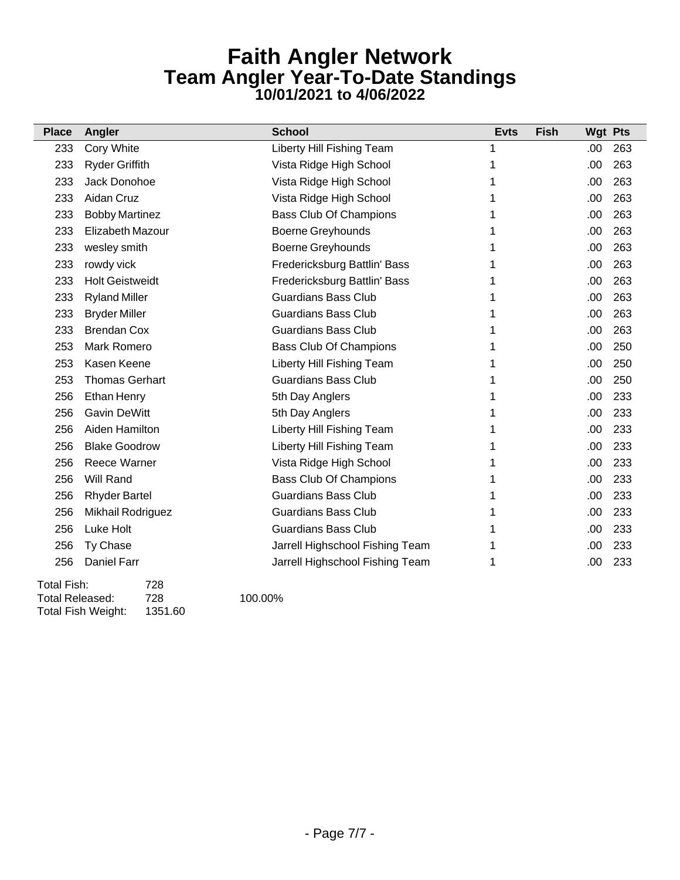# Faith Angler Network
## Team Angler Year-To-Date Standings
### 10/01/2021 to 4/06/2022

| Place | Angler | School | Evts | Fish | Wgt | Pts |
|---|---|---|---|---|---|---|
| 233 | Cory White | Liberty Hill Fishing Team | 1 | | .00 | 263 |
| 233 | Ryder Griffith | Vista Ridge High School | 1 | | .00 | 263 |
| 233 | Jack Donohoe | Vista Ridge High School | 1 | | .00 | 263 |
| 233 | Aidan Cruz | Vista Ridge High School | 1 | | .00 | 263 |
| 233 | Bobby Martinez | Bass Club Of Champions | 1 | | .00 | 263 |
| 233 | Elizabeth Mazour | Boerne Greyhounds | 1 | | .00 | 263 |
| 233 | wesley smith | Boerne Greyhounds | 1 | | .00 | 263 |
| 233 | rowdy vick | Fredericksburg Battlin' Bass | 1 | | .00 | 263 |
| 233 | Holt Geistweidt | Fredericksburg Battlin' Bass | 1 | | .00 | 263 |
| 233 | Ryland Miller | Guardians Bass Club | 1 | | .00 | 263 |
| 233 | Bryder Miller | Guardians Bass Club | 1 | | .00 | 263 |
| 233 | Brendan Cox | Guardians Bass Club | 1 | | .00 | 263 |
| 253 | Mark Romero | Bass Club Of Champions | 1 | | .00 | 250 |
| 253 | Kasen Keene | Liberty Hill Fishing Team | 1 | | .00 | 250 |
| 253 | Thomas Gerhart | Guardians Bass Club | 1 | | .00 | 250 |
| 256 | Ethan Henry | 5th Day Anglers | 1 | | .00 | 233 |
| 256 | Gavin DeWitt | 5th Day Anglers | 1 | | .00 | 233 |
| 256 | Aiden Hamilton | Liberty Hill Fishing Team | 1 | | .00 | 233 |
| 256 | Blake Goodrow | Liberty Hill Fishing Team | 1 | | .00 | 233 |
| 256 | Reece Warner | Vista Ridge High School | 1 | | .00 | 233 |
| 256 | Will Rand | Bass Club Of Champions | 1 | | .00 | 233 |
| 256 | Rhyder Bartel | Guardians Bass Club | 1 | | .00 | 233 |
| 256 | Mikhail Rodriguez | Guardians Bass Club | 1 | | .00 | 233 |
| 256 | Luke Holt | Guardians Bass Club | 1 | | .00 | 233 |
| 256 | Ty Chase | Jarrell Highschool Fishing Team | 1 | | .00 | 233 |
| 256 | Daniel Farr | Jarrell Highschool Fishing Team | 1 | | .00 | 233 |

Total Fish: 728
Total Released: 728 100.00%
Total Fish Weight: 1351.60